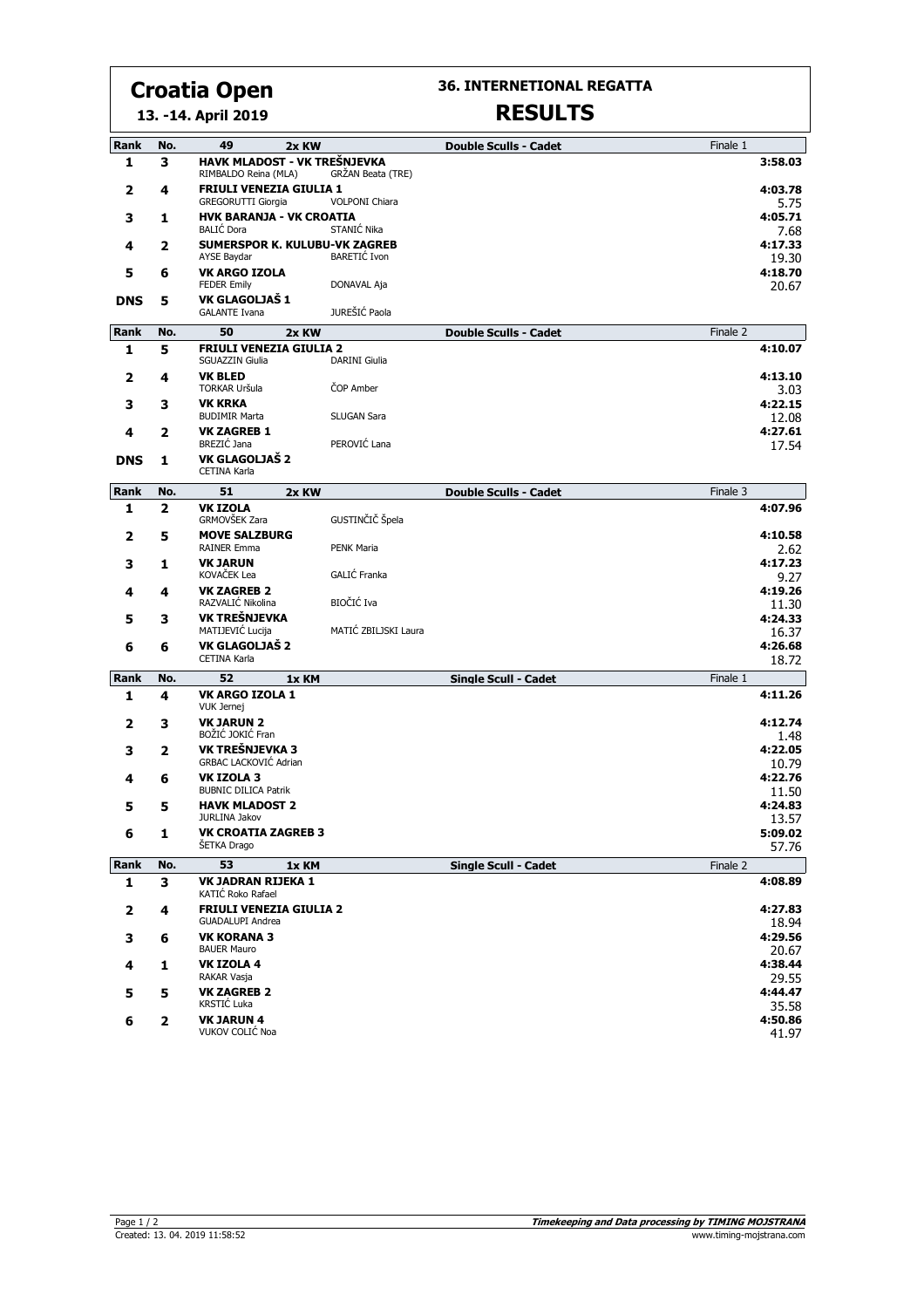# Croatia Open

**13. -14. April 2019**

## 36. INTERNETIONAL REGATTA

## RESULTS

| Rank | No. | 49 2x KW | | Double Sculls - Cadet | Finale 1 |
|---|---|---|---|---|---|
| 1 | 3 | **HAVK MLADOST - VK TREŠNJEVKA** RIMBALDO Reina (MLA) | GRŽAN Beata (TRE) | | **3:58.03** |
| 2 | 4 | **FRIULI VENEZIA GIULIA 1** GREGORUTTI Giorgia | VOLPONI Chiara | | **4:03.78** 5.75 |
| 3 | 1 | **HVK BARANJA - VK CROATIA** BALIĆ Dora | STANIĆ Nika | | **4:05.71** 7.68 |
| 4 | 2 | **SUMERSPOR K. KULUBU-VK ZAGREB** AYSE Baydar | BARETIĆ Ivon | | **4:17.33** 19.30 |
| 5 | 6 | **VK ARGO IZOLA** FEDER Emily | DONAVAL Aja | | **4:18.70** 20.67 |
| DNS | 5 | **VK GLAGOLJAŠ 1** GALANTE Ivana | JUREŠIĆ Paola | | |

| Rank | No. | 50 2x KW | | Double Sculls - Cadet | Finale 2 |
|---|---|---|---|---|---|
| 1 | 5 | **FRIULI VENEZIA GIULIA 2** SGUAZZIN Giulia | DARINI Giulia | | **4:10.07** |
| 2 | 4 | **VK BLED** TORKAR Uršula | ČOP Amber | | **4:13.10** 3.03 |
| 3 | 3 | **VK KRKA** BUDIMIR Marta | SLUGAN Sara | | **4:22.15** 12.08 |
| 4 | 2 | **VK ZAGREB 1** BREZIĆ Jana | PEROVIĆ Lana | | **4:27.61** 17.54 |
| DNS | 1 | **VK GLAGOLJAŠ 2** CETINA Karla | | | |

| Rank | No. | 51 2x KW | | Double Sculls - Cadet | Finale 3 |
|---|---|---|---|---|---|
| 1 | 2 | **VK IZOLA** GRMOVŠEK Zara | GUSTINČIČ Špela | | **4:07.96** |
| 2 | 5 | **MOVE SALZBURG** RAINER Emma | PENK Maria | | **4:10.58** 2.62 |
| 3 | 1 | **VK JARUN** KOVAČEK Lea | GALIĆ Franka | | **4:17.23** 9.27 |
| 4 | 4 | **VK ZAGREB 2** RAZVALIĆ Nikolina | BIOČIĆ Iva | | **4:19.26** 11.30 |
| 5 | 3 | **VK TREŠNJEVKA** MATIJEVIĆ Lucija | MATIĆ ZBILJSKI Laura | | **4:24.33** 16.37 |
| 6 | 6 | **VK GLAGOLJAŠ 2** CETINA Karla | | | **4:26.68** 18.72 |

| Rank | No. | 52 1x KM | Single Scull - Cadet | Finale 1 |
|---|---|---|---|---|
| 1 | 4 | **VK ARGO IZOLA 1** VUK Jernej | | **4:11.26** |
| 2 | 3 | **VK JARUN 2** BOŽIĆ JOKIĆ Fran | | **4:12.74** 1.48 |
| 3 | 2 | **VK TREŠNJEVKA 3** GRBAC LACKOVIĆ Adrian | | **4:22.05** 10.79 |
| 4 | 6 | **VK IZOLA 3** BUBNIC DILICA Patrik | | **4:22.76** 11.50 |
| 5 | 5 | **HAVK MLADOST 2** JURLINA Jakov | | **4:24.83** 13.57 |
| 6 | 1 | **VK CROATIA ZAGREB 3** ŠETKA Drago | | **5:09.02** 57.76 |

| Rank | No. | 53 1x KM | Single Scull - Cadet | Finale 2 |
|---|---|---|---|---|
| 1 | 3 | **VK JADRAN RIJEKA 1** KATIĆ Roko Rafael | | **4:08.89** |
| 2 | 4 | **FRIULI VENEZIA GIULIA 2** GUADALUPI Andrea | | **4:27.83** 18.94 |
| 3 | 6 | **VK KORANA 3** BAUER Mauro | | **4:29.56** 20.67 |
| 4 | 1 | **VK IZOLA 4** RAKAR Vasja | | **4:38.44** 29.55 |
| 5 | 5 | **VK ZAGREB 2** KRSTIĆ Luka | | **4:44.47** 35.58 |
| 6 | 2 | **VK JARUN 4** VUKOV COLIĆ Noa | | **4:50.86** 41.97 |

Created: 13. 04. 2019 11:58:52

*Timekeeping and Data processing by TIMING MOJSTRANA*
www.timing-mojstrana.com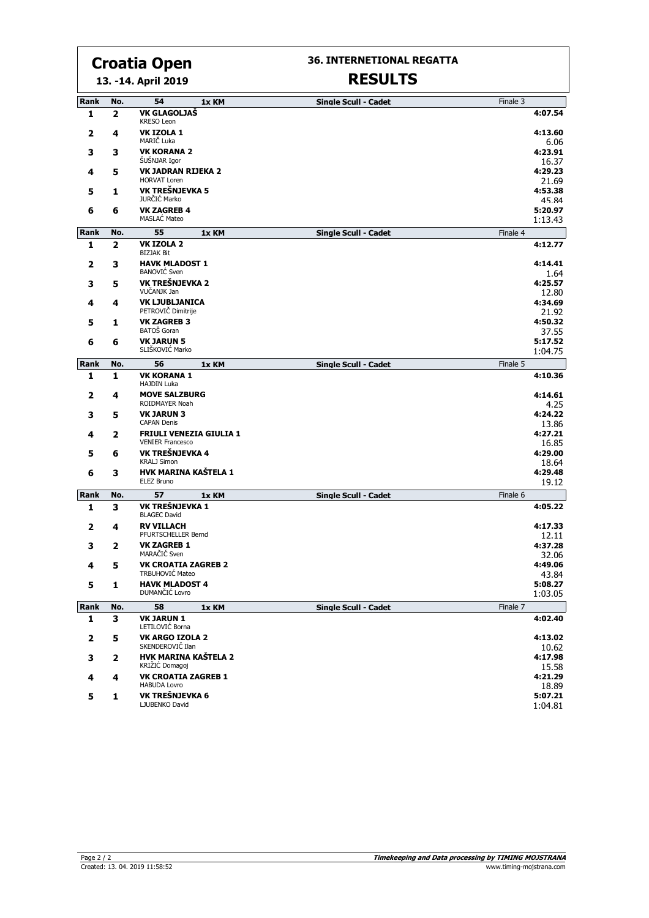# Croatia Open

**13. -14. April 2019**

## 36. INTERNETIONAL REGATTA

## RESULTS

| Rank | No. | 54 1x KM | Single Scull - Cadet | Finale 3 |
|---|---|---|---|---|
| 1 | 2 | **VK GLAGOLJAŠ**<br>KRESO Leon | | **4:07.54** |
| 2 | 4 | **VK IZOLA 1**<br>MARIČ Luka | | **4:13.60**<br>6.06 |
| 3 | 3 | **VK KORANA 2**<br>ŠUŠNJAR Igor | | **4:23.91**<br>16.37 |
| 4 | 5 | **VK JADRAN RIJEKA 2**<br>HORVAT Loren | | **4:29.23**<br>21.69 |
| 5 | 1 | **VK TREŠNJEVKA 5**<br>JURČIĆ Marko | | **4:53.38**<br>45.84 |
| 6 | 6 | **VK ZAGREB 4**<br>MASLAĆ Mateo | | **5:20.97**<br>1:13.43 |

| Rank | No. | 55 1x KM | Single Scull - Cadet | Finale 4 |
|---|---|---|---|---|
| 1 | 2 | **VK IZOLA 2**<br>BIZJAK Bit | | **4:12.77** |
| 2 | 3 | **HAVK MLADOST 1**<br>BANOVIĆ Sven | | **4:14.41**<br>1.64 |
| 3 | 5 | **VK TREŠNJEVKA 2**<br>VUČANJK Jan | | **4:25.57**<br>12.80 |
| 4 | 4 | **VK LJUBLJANICA**<br>PETROVIČ Dimitrije | | **4:34.69**<br>21.92 |
| 5 | 1 | **VK ZAGREB 3**<br>BATOŠ Goran | | **4:50.32**<br>37.55 |
| 6 | 6 | **VK JARUN 5**<br>SLIŠKOVIĆ Marko | | **5:17.52**<br>1:04.75 |

| Rank | No. | 56 1x KM | Single Scull - Cadet | Finale 5 |
|---|---|---|---|---|
| 1 | 1 | **VK KORANA 1**<br>HAJDIN Luka | | **4:10.36** |
| 2 | 4 | **MOVE SALZBURG**<br>ROIDMAYER Noah | | **4:14.61**<br>4.25 |
| 3 | 5 | **VK JARUN 3**<br>CAPAN Denis | | **4:24.22**<br>13.86 |
| 4 | 2 | **FRIULI VENEZIA GIULIA 1**<br>VENIER Francesco | | **4:27.21**<br>16.85 |
| 5 | 6 | **VK TREŠNJEVKA 4**<br>KRALJ Simon | | **4:29.00**<br>18.64 |
| 6 | 3 | **HVK MARINA KAŠTELA 1**<br>ELEZ Bruno | | **4:29.48**<br>19.12 |

| Rank | No. | 57 1x KM | Single Scull - Cadet | Finale 6 |
|---|---|---|---|---|
| 1 | 3 | **VK TREŠNJEVKA 1**<br>BLAGEC David | | **4:05.22** |
| 2 | 4 | **RV VILLACH**<br>PFURTSCHELLER Bernd | | **4:17.33**<br>12.11 |
| 3 | 2 | **VK ZAGREB 1**<br>MARAČIĆ Sven | | **4:37.28**<br>32.06 |
| 4 | 5 | **VK CROATIA ZAGREB 2**<br>TRBUHOVIĆ Mateo | | **4:49.06**<br>43.84 |
| 5 | 1 | **HAVK MLADOST 4**<br>DUMANČIĆ Lovro | | **5:08.27**<br>1:03.05 |

| Rank | No. | 58 1x KM | Single Scull - Cadet | Finale 7 |
|---|---|---|---|---|
| 1 | 3 | **VK JARUN 1**<br>LETILOVIĆ Borna | | **4:02.40** |
| 2 | 5 | **VK ARGO IZOLA 2**<br>SKENDEROVIČ Ilan | | **4:13.02**<br>10.62 |
| 3 | 2 | **HVK MARINA KAŠTELA 2**<br>KRIŽIĆ Domagoj | | **4:17.98**<br>15.58 |
| 4 | 4 | **VK CROATIA ZAGREB 1**<br>HABUDA Lovro | | **4:21.29**<br>18.89 |
| 5 | 1 | **VK TREŠNJEVKA 6**<br>LJUBENKO David | | **5:07.21**<br>1:04.81 |

Created: 13. 04. 2019 11:58:52

*Timekeeping and Data processing by TIMING MOJSTRANA*
www.timing-mojstrana.com